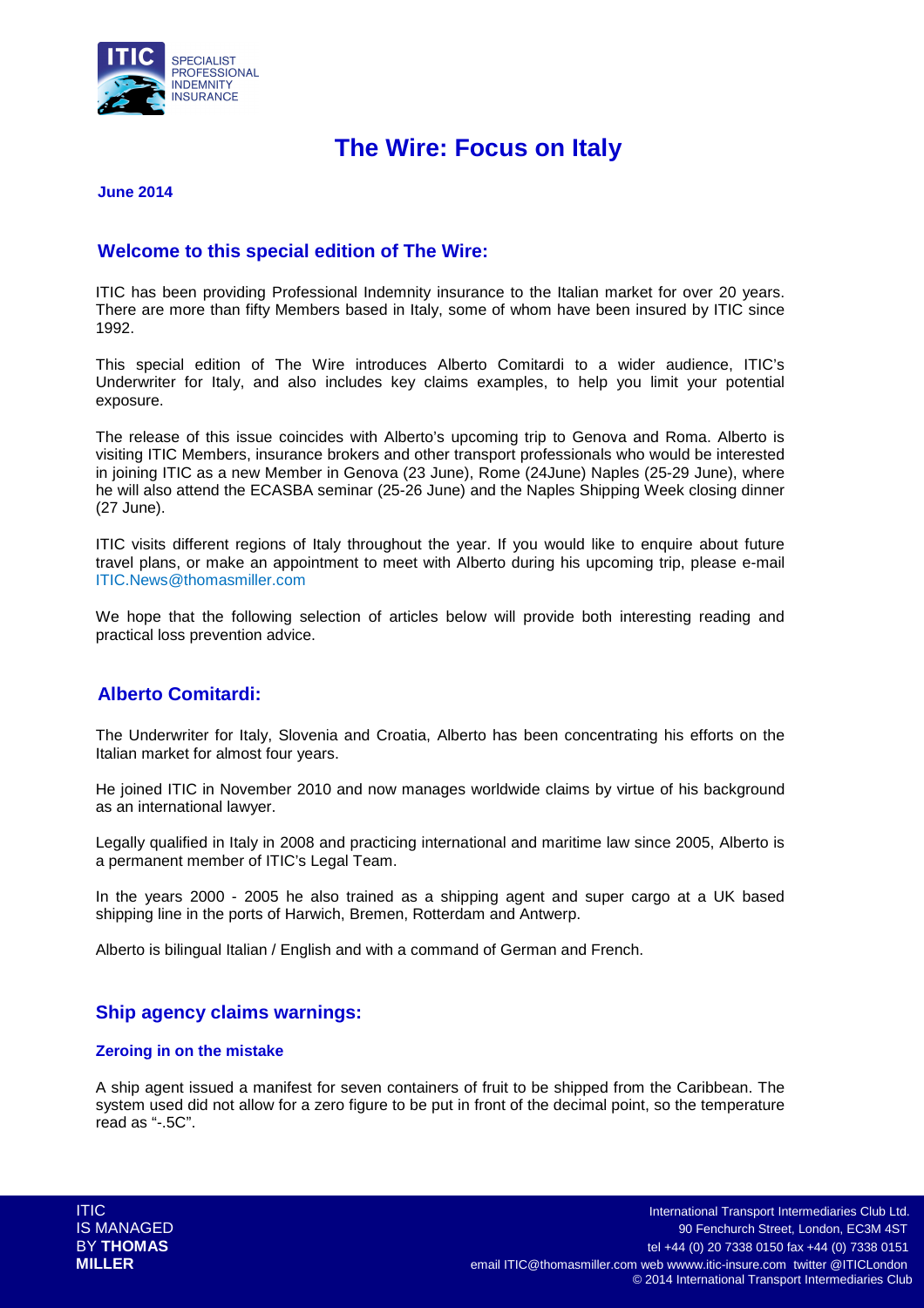# The Wire: Focus on Italy

**June 2014**

## Welcome to this special edition of The Wire:

ITIC has been providing Professional Indemnity insurance to the Italian market for over 20 years. There are more than fifty Members based in Italy, some of whom have been insured by ITIC since 1992.

This special edition of The Wire introduces Alberto Comitardi to a wider audience, ITIC's Underwriter for Italy, and also includes key claims examples, to help you limit your potential exposure.

The release of this issue coincides with Alberto's upcoming trip to Genova and Roma. Alberto is visiting ITIC Members, insurance brokers and other transport professionals who would be interested in joining ITIC as a new Member in Genova (23 June), Rome (24June) Naples (25-29 June), where he will also attend the ECASBA seminar (25-26 June) and the Naples Shipping Week closing dinner (27 June).

ITIC visits different regions of Italy throughout the year. If you would like to enquire about future travel plans, or make an appointment to meet with Alberto during his upcoming trip, please e-mail ITIC.News@thomasmiller.com

We hope that the following selection of articles below will provide both interesting reading and practical loss prevention advice.

## Alberto Comitardi:

The Underwriter for Italy, Slovenia and Croatia, Alberto has been concentrating his efforts on the Italian market for almost four years.

He joined ITIC in November 2010 and now manages worldwide claims by virtue of his background as an international lawyer.

Legally qualified in Italy in 2008 and practicing international and maritime law since 2005, Alberto is a permanent member of ITIC's Legal Team.

In the years 2000 - 2005 he also trained as a shipping agent and super cargo at a UK based shipping line in the ports of Harwich, Bremen, Rotterdam and Antwerp.

Alberto is bilingual Italian / English and with a command of German and French.

## Ship agency claims warnings:

### Zeroing in on the mistake

A ship agent issued a manifest for seven containers of fruit to be shipped from the Caribbean. The system used did not allow for a zero figure to be put in front of the decimal point, so the temperature read as "-.5C".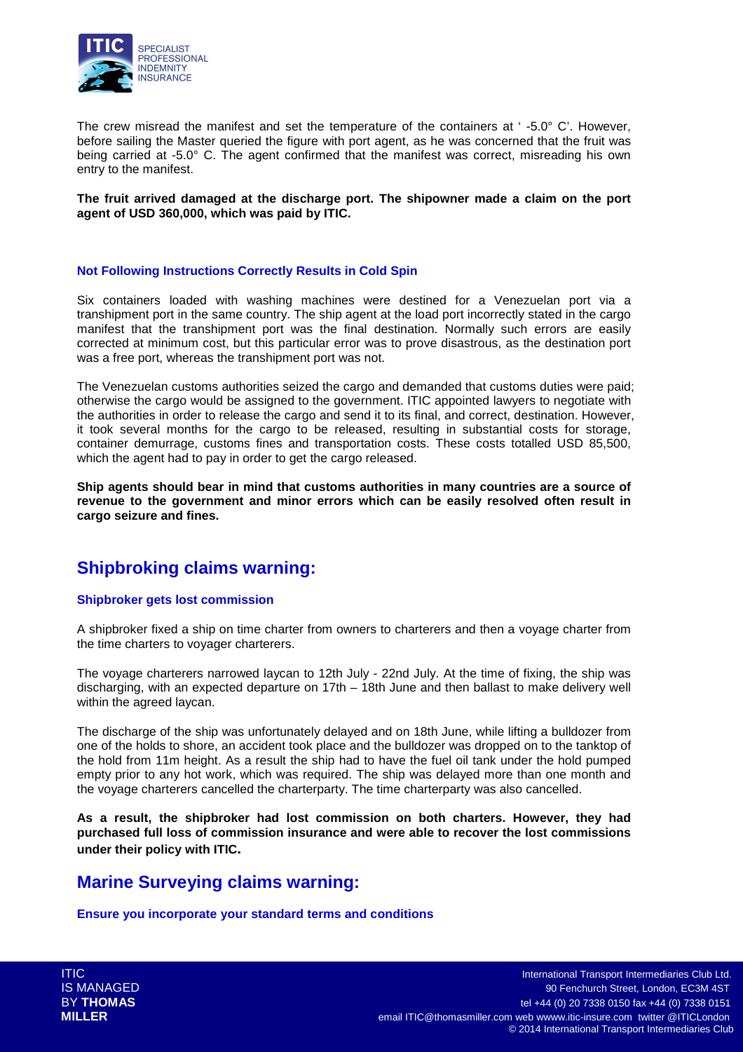The crew misread the manifest and set the temperature of the containers at ' -5.0° C'. However, before sailing the Master queried the figure with port agent, as he was concerned that the fruit was being carried at -5.0° C. The agent confirmed that the manifest was correct, misreading his own entry to the manifest.

**The fruit arrived damaged at the discharge port. The shipowner made a claim on the port agent of USD 360,000, which was paid by ITIC.**

### Not Following Instructions Correctly Results in Cold Spin

Six containers loaded with washing machines were destined for a Venezuelan port via a transhipment port in the same country. The ship agent at the load port incorrectly stated in the cargo manifest that the transhipment port was the final destination. Normally such errors are easily corrected at minimum cost, but this particular error was to prove disastrous, as the destination port was a free port, whereas the transhipment port was not.

The Venezuelan customs authorities seized the cargo and demanded that customs duties were paid; otherwise the cargo would be assigned to the government. ITIC appointed lawyers to negotiate with the authorities in order to release the cargo and send it to its final, and correct, destination. However, it took several months for the cargo to be released, resulting in substantial costs for storage, container demurrage, customs fines and transportation costs. These costs totalled USD 85,500, which the agent had to pay in order to get the cargo released.

**Ship agents should bear in mind that customs authorities in many countries are a source of revenue to the government and minor errors which can be easily resolved often result in cargo seizure and fines.**

## Shipbroking claims warning:

### Shipbroker gets lost commission

A shipbroker fixed a ship on time charter from owners to charterers and then a voyage charter from the time charters to voyager charterers.

The voyage charterers narrowed laycan to 12th July - 22nd July. At the time of fixing, the ship was discharging, with an expected departure on 17th – 18th June and then ballast to make delivery well within the agreed laycan.

The discharge of the ship was unfortunately delayed and on 18th June, while lifting a bulldozer from one of the holds to shore, an accident took place and the bulldozer was dropped on to the tanktop of the hold from 11m height. As a result the ship had to have the fuel oil tank under the hold pumped empty prior to any hot work, which was required. The ship was delayed more than one month and the voyage charterers cancelled the charterparty. The time charterparty was also cancelled.

**As a result, the shipbroker had lost commission on both charters. However, they had purchased full loss of commission insurance and were able to recover the lost commissions under their policy with ITIC.**

## Marine Surveying claims warning:

### Ensure you incorporate your standard terms and conditions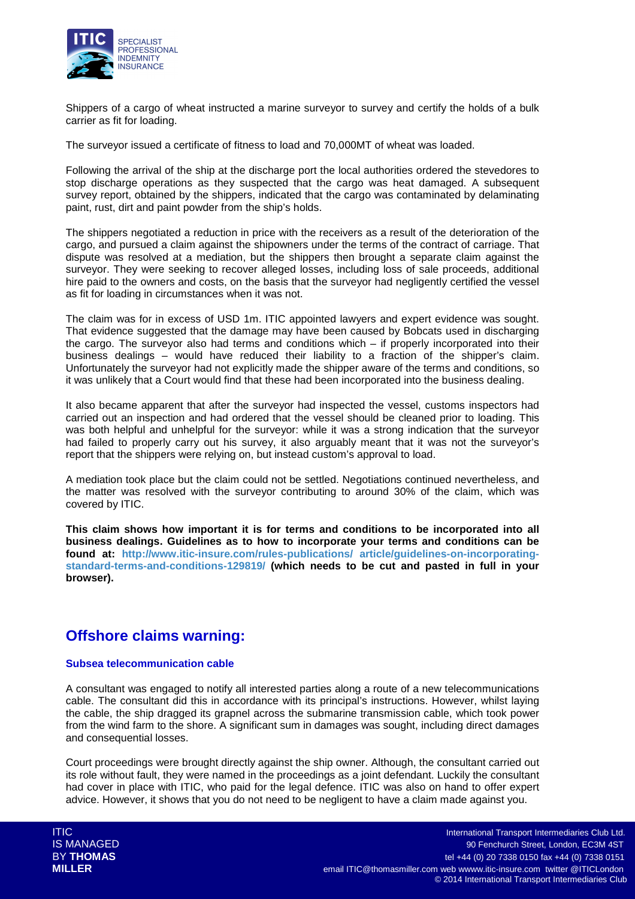Shippers of a cargo of wheat instructed a marine surveyor to survey and certify the holds of a bulk carrier as fit for loading.

The surveyor issued a certificate of fitness to load and 70,000MT of wheat was loaded.

Following the arrival of the ship at the discharge port the local authorities ordered the stevedores to stop discharge operations as they suspected that the cargo was heat damaged. A subsequent survey report, obtained by the shippers, indicated that the cargo was contaminated by delaminating paint, rust, dirt and paint powder from the ship's holds.

The shippers negotiated a reduction in price with the receivers as a result of the deterioration of the cargo, and pursued a claim against the shipowners under the terms of the contract of carriage. That dispute was resolved at a mediation, but the shippers then brought a separate claim against the surveyor. They were seeking to recover alleged losses, including loss of sale proceeds, additional hire paid to the owners and costs, on the basis that the surveyor had negligently certified the vessel as fit for loading in circumstances when it was not.

The claim was for in excess of USD 1m. ITIC appointed lawyers and expert evidence was sought. That evidence suggested that the damage may have been caused by Bobcats used in discharging the cargo. The surveyor also had terms and conditions which – if properly incorporated into their business dealings – would have reduced their liability to a fraction of the shipper's claim. Unfortunately the surveyor had not explicitly made the shipper aware of the terms and conditions, so it was unlikely that a Court would find that these had been incorporated into the business dealing.

It also became apparent that after the surveyor had inspected the vessel, customs inspectors had carried out an inspection and had ordered that the vessel should be cleaned prior to loading. This was both helpful and unhelpful for the surveyor: while it was a strong indication that the surveyor had failed to properly carry out his survey, it also arguably meant that it was not the surveyor's report that the shippers were relying on, but instead custom's approval to load.

A mediation took place but the claim could not be settled. Negotiations continued nevertheless, and the matter was resolved with the surveyor contributing to around 30% of the claim, which was covered by ITIC.

**This claim shows how important it is for terms and conditions to be incorporated into all business dealings. Guidelines as to how to incorporate your terms and conditions can be found at: http://www.itic-insure.com/rules-publications/ article/guidelines-on-incorporating-standard-terms-and-conditions-129819/ (which needs to be cut and pasted in full in your browser).**

## Offshore claims warning:

### Subsea telecommunication cable

A consultant was engaged to notify all interested parties along a route of a new telecommunications cable. The consultant did this in accordance with its principal's instructions. However, whilst laying the cable, the ship dragged its grapnel across the submarine transmission cable, which took power from the wind farm to the shore. A significant sum in damages was sought, including direct damages and consequential losses.

Court proceedings were brought directly against the ship owner. Although, the consultant carried out its role without fault, they were named in the proceedings as a joint defendant. Luckily the consultant had cover in place with ITIC, who paid for the legal defence. ITIC was also on hand to offer expert advice. However, it shows that you do not need to be negligent to have a claim made against you.